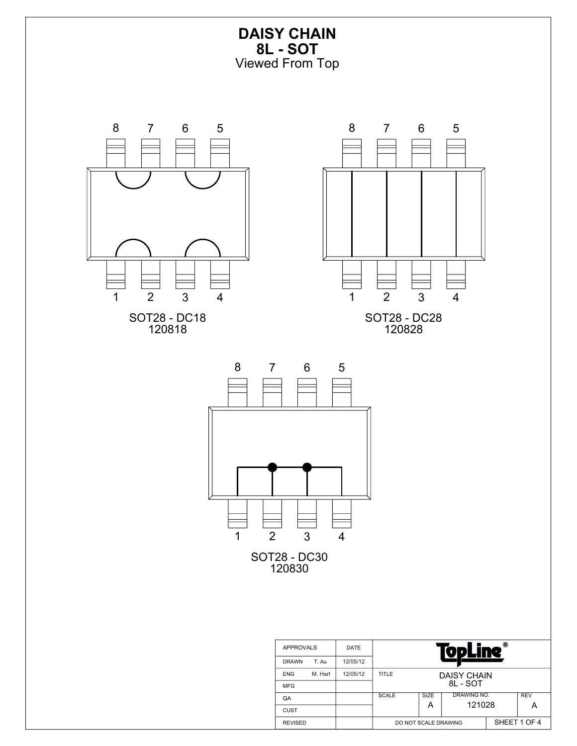# DAISY CHAIN
## 8L - SOT
Viewed From Top

8 7 6 5

1 2 3 4

SOT28 - DC18
120818

8 7 6 5

1 2 3 4

SOT28 - DC28
120828

8 7 6 5

1 2 3 4

SOT28 - DC30
120830

| APPROVALS | | DATE | | | | |
|---|---|---|---|---|---|---|
| DRAWN | T. Au | 12/05/12 | TopLine® | | | |
| ENG | M. Hart | 12/05/12 | TITLE | DAISY CHAIN 8L - SOT | | |
| MFG | | | | | | |
| QA | | | SCALE | SIZE A | DRAWING NO. 121028 | REV A |
| CUST | | | | | | |
| REVISED | | | DO NOT SCALE DRAWING | | SHEET 1 OF 4 | |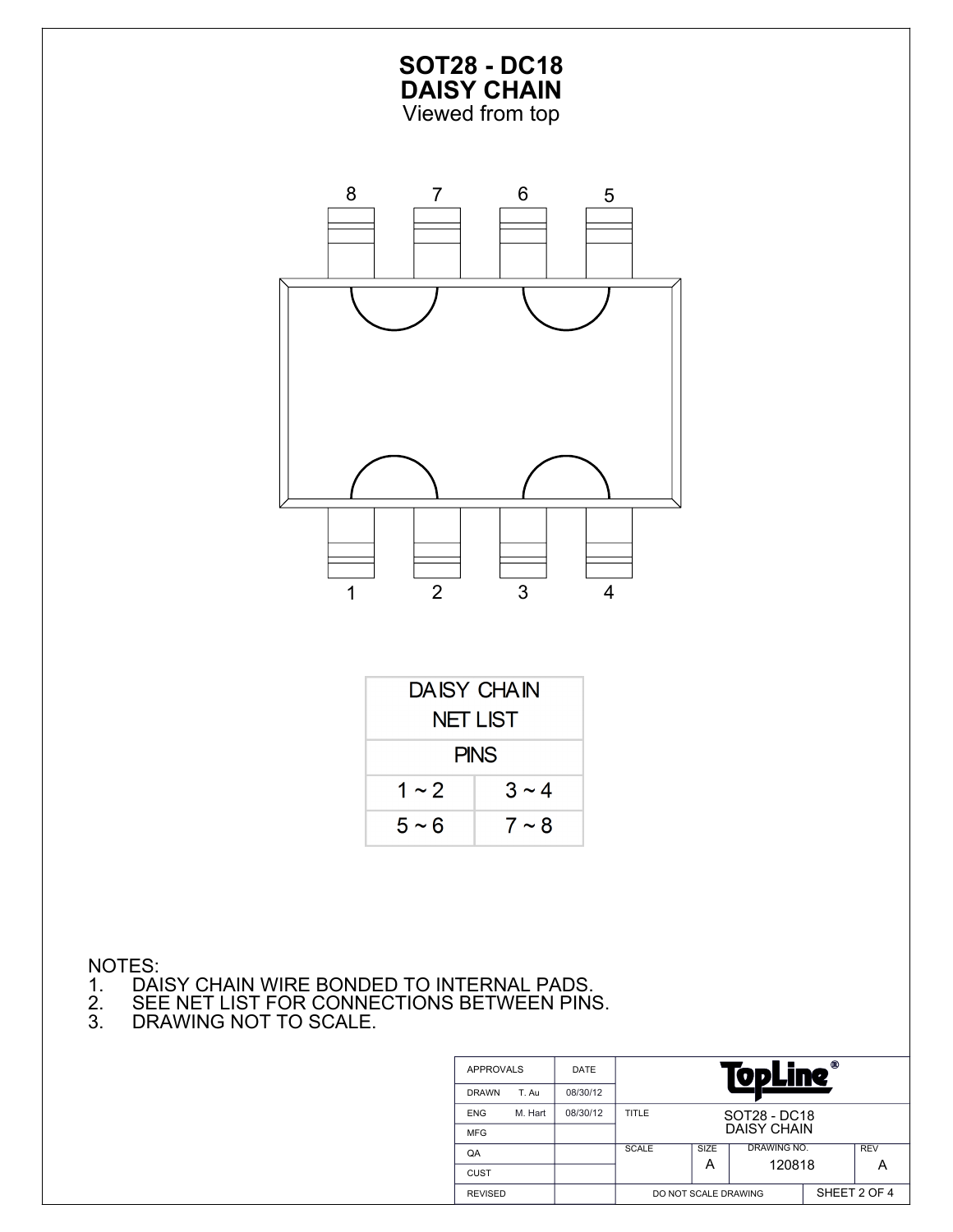# SOT28 - DC18
# DAISY CHAIN
Viewed from top

8 7 6 5

1 2 3 4

| DAISY CHAIN NET LIST | |
|---|---|
| PINS | |
| 1 ~ 2 | 3 ~ 4 |
| 5 ~ 6 | 7 ~ 8 |

NOTES:
1. DAISY CHAIN WIRE BONDED TO INTERNAL PADS.
2. SEE NET LIST FOR CONNECTIONS BETWEEN PINS.
3. DRAWING NOT TO SCALE.

| APPROVALS | | DATE | TopLine® | | | |
|---|---|---|---|---|---|---|
| DRAWN | T. Au | 08/30/12 | | | | |
| ENG | M. Hart | 08/30/12 | TITLE | SOT28 - DC18 DAISY CHAIN | | |
| MFG | | | | | | |
| QA | | | SCALE | SIZE A | DRAWING NO. 120818 | REV A |
| CUST | | | | | | |
| REVISED | | | DO NOT SCALE DRAWING | | SHEET 2 OF 4 | |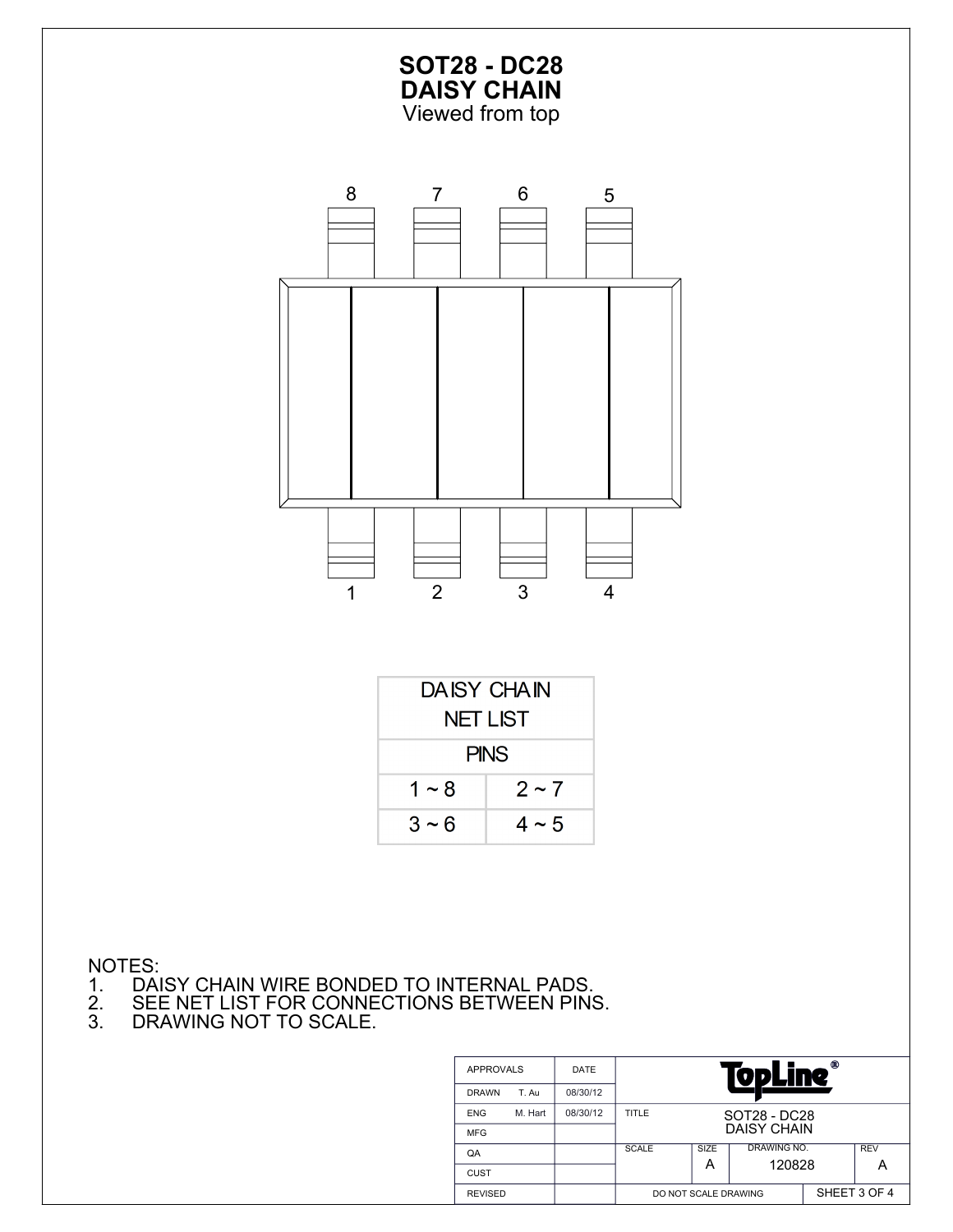# SOT28 - DC28
# DAISY CHAIN
Viewed from top

8 7 6 5

1 2 3 4

| DAISY CHAIN NET LIST | |
|---|---|
| PINS | |
| 1 ~ 8 | 2 ~ 7 |
| 3 ~ 6 | 4 ~ 5 |

NOTES:
1. DAISY CHAIN WIRE BONDED TO INTERNAL PADS.
2. SEE NET LIST FOR CONNECTIONS BETWEEN PINS.
3. DRAWING NOT TO SCALE.

| APPROVALS | | DATE | TopLine® | | | |
|---|---|---|---|---|---|---|
| DRAWN | T. Au | 08/30/12 | | | | |
| ENG | M. Hart | 08/30/12 | TITLE | SOT28 - DC28 DAISY CHAIN | | |
| MFG | | | | | | |
| QA | | | SCALE | SIZE A | DRAWING NO. 120828 | REV A |
| CUST | | | | | | |
| REVISED | | | DO NOT SCALE DRAWING | | SHEET 3 OF 4 | |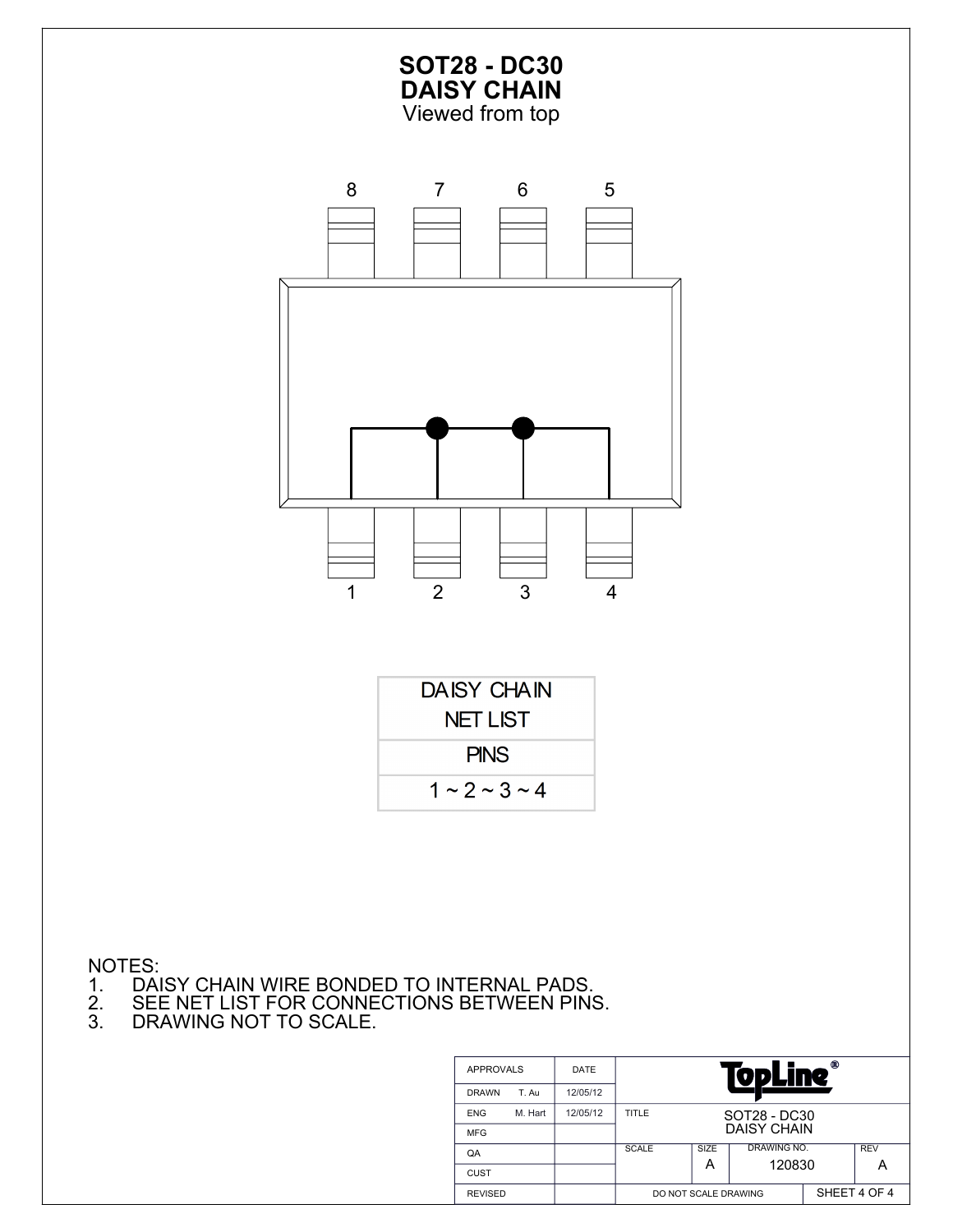# SOT28 - DC30
# DAISY CHAIN
Viewed from top

8 7 6 5

1 2 3 4

| DAISY CHAIN NET LIST |
|---|
| PINS |
| 1 ~ 2 ~ 3 ~ 4 |

NOTES:
1. DAISY CHAIN WIRE BONDED TO INTERNAL PADS.
2. SEE NET LIST FOR CONNECTIONS BETWEEN PINS.
3. DRAWING NOT TO SCALE.

| APPROVALS | | DATE | TopLine® | | | |
|---|---|---|---|---|---|---|
| DRAWN | T. Au | 12/05/12 | | | | |
| ENG | M. Hart | 12/05/12 | TITLE | SOT28 - DC30 DAISY CHAIN | | |
| MFG | | | | | | |
| QA | | | SCALE | SIZE A | DRAWING NO. 120830 | REV A |
| CUST | | | | | | |
| REVISED | | | DO NOT SCALE DRAWING | | SHEET 4 OF 4 | |